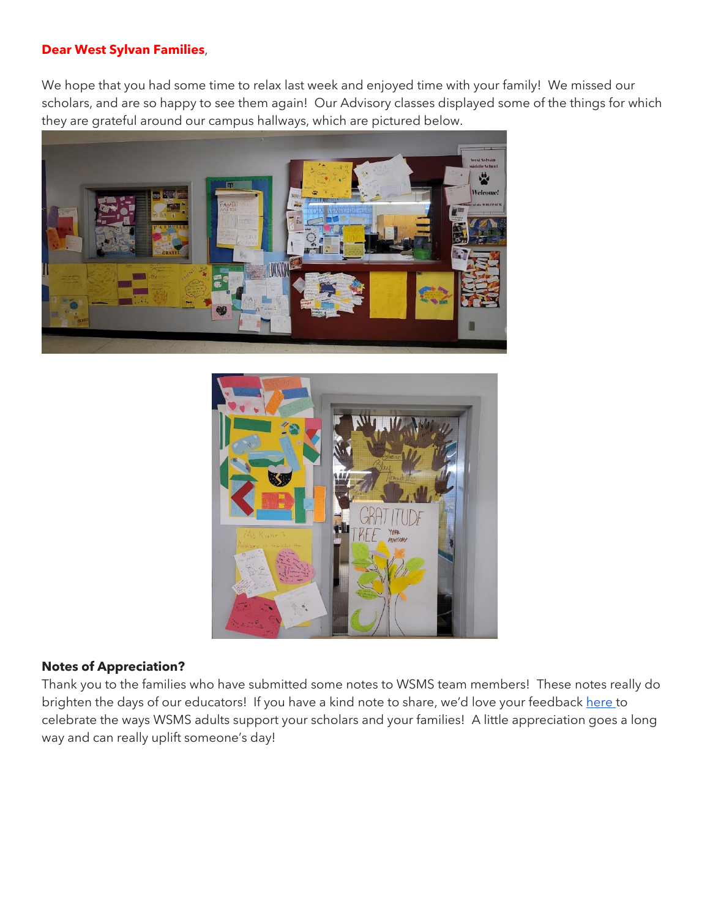**Dear West Sylvan Families**,

We hope that you had some time to relax last week and enjoyed time with your family! We missed our scholars, and are so happy to see them again! Our Advisory classes displayed some of the things for which they are grateful around our campus hallways, which are pictured below.

**Notes of Appreciation?**

Thank you to the families who have submitted some notes to WSMS team members! These notes really do brighten the days of our educators! If you have a kind note to share, we'd love your feedback here to celebrate the ways WSMS adults support your scholars and your families! A little appreciation goes a long way and can really uplift someone's day!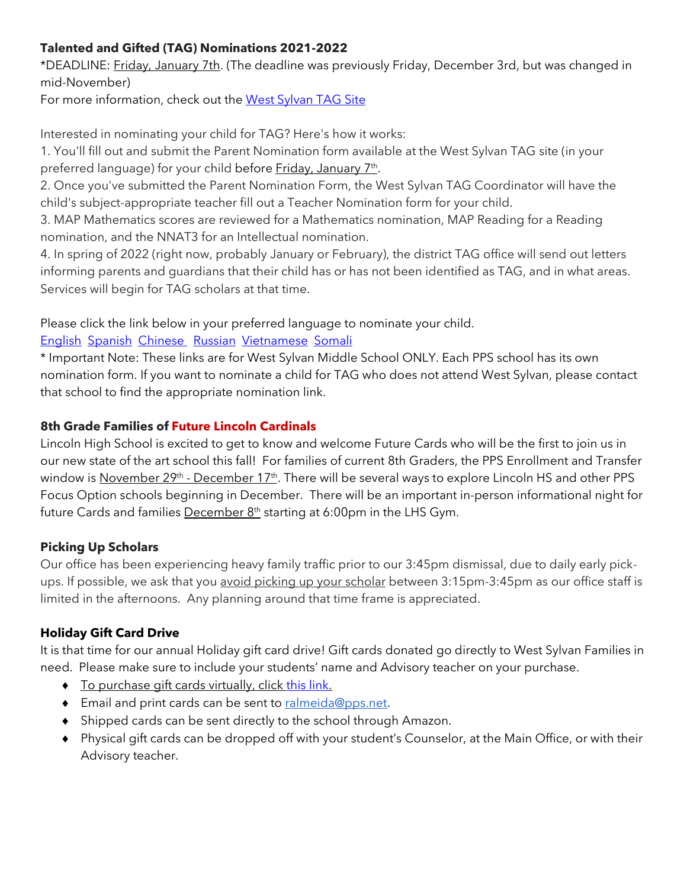**Talented and Gifted (TAG) Nominations 2021-2022**

*DEADLINE: Friday, January 7th. (The deadline was previously Friday, December 3rd, but was changed in mid-November)

For more information, check out the West Sylvan TAG Site

Interested in nominating your child for TAG? Here's how it works:

1. You'll fill out and submit the Parent Nomination form available at the West Sylvan TAG site (in your preferred language) for your child before Friday, January 7th.
2. Once you've submitted the Parent Nomination Form, the West Sylvan TAG Coordinator will have the child's subject-appropriate teacher fill out a Teacher Nomination form for your child.
3. MAP Mathematics scores are reviewed for a Mathematics nomination, MAP Reading for a Reading nomination, and the NNAT3 for an Intellectual nomination.
4. In spring of 2022 (right now, probably January or February), the district TAG office will send out letters informing parents and guardians that their child has or has not been identified as TAG, and in what areas. Services will begin for TAG scholars at that time.

Please click the link below in your preferred language to nominate your child.

English Spanish Chinese Russian Vietnamese Somali

* Important Note: These links are for West Sylvan Middle School ONLY. Each PPS school has its own nomination form. If you want to nominate a child for TAG who does not attend West Sylvan, please contact that school to find the appropriate nomination link.

**8th Grade Families of Future Lincoln Cardinals**

Lincoln High School is excited to get to know and welcome Future Cards who will be the first to join us in our new state of the art school this fall! For families of current 8th Graders, the PPS Enrollment and Transfer window is November 29th - December 17th. There will be several ways to explore Lincoln HS and other PPS Focus Option schools beginning in December. There will be an important in-person informational night for future Cards and families December 8th starting at 6:00pm in the LHS Gym.

**Picking Up Scholars**

Our office has been experiencing heavy family traffic prior to our 3:45pm dismissal, due to daily early pick-ups. If possible, we ask that you avoid picking up your scholar between 3:15pm-3:45pm as our office staff is limited in the afternoons. Any planning around that time frame is appreciated.

**Holiday Gift Card Drive**

It is that time for our annual Holiday gift card drive! Gift cards donated go directly to West Sylvan Families in need. Please make sure to include your students' name and Advisory teacher on your purchase.

- To purchase gift cards virtually, click this link.
- Email and print cards can be sent to ralmeida@pps.net.
- Shipped cards can be sent directly to the school through Amazon.
- Physical gift cards can be dropped off with your student's Counselor, at the Main Office, or with their Advisory teacher.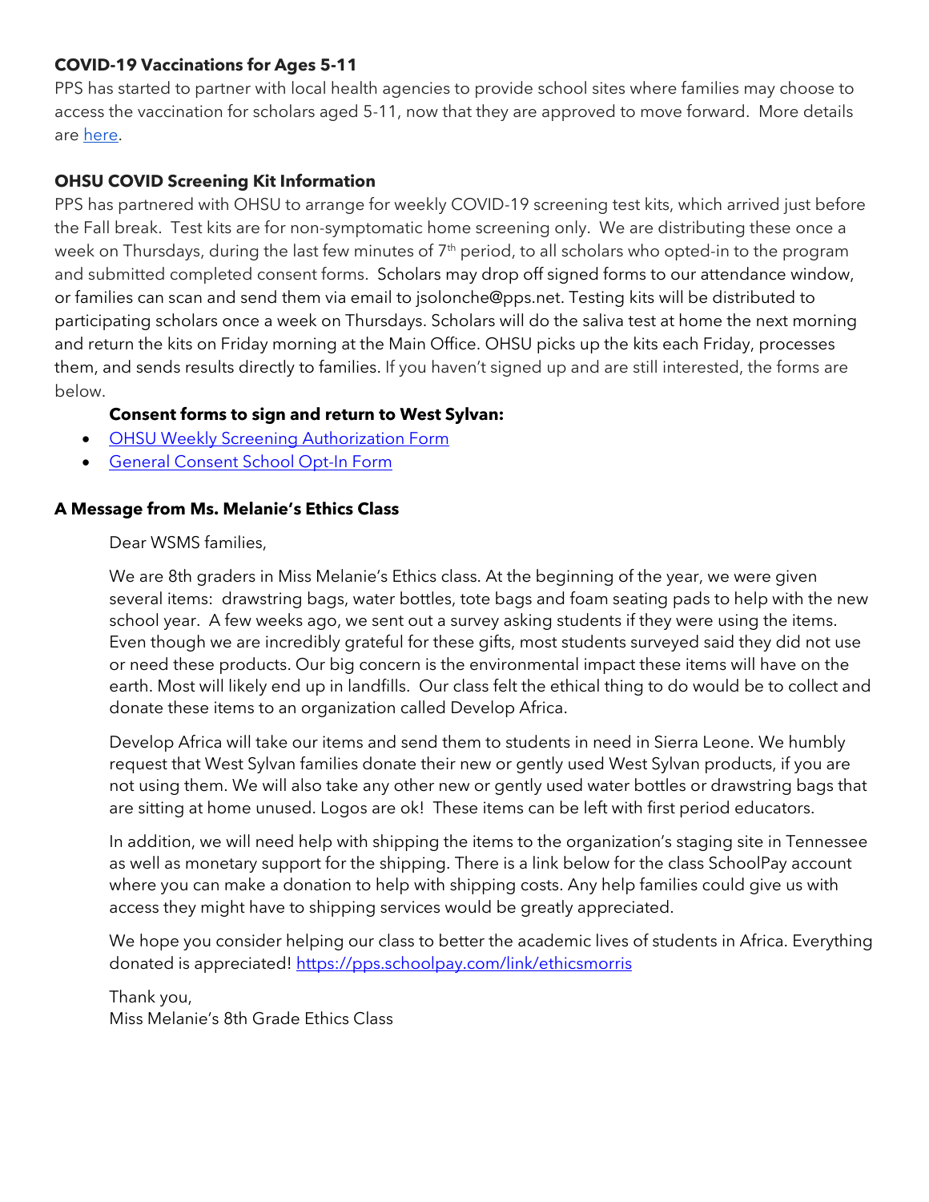**COVID-19 Vaccinations for Ages 5-11**

PPS has started to partner with local health agencies to provide school sites where families may choose to access the vaccination for scholars aged 5-11, now that they are approved to move forward. More details are [here](#).

**OHSU COVID Screening Kit Information**

PPS has partnered with OHSU to arrange for weekly COVID-19 screening test kits, which arrived just before the Fall break. Test kits are for non-symptomatic home screening only. We are distributing these once a week on Thursdays, during the last few minutes of 7th period, to all scholars who opted-in to the program and submitted completed consent forms. Scholars may drop off signed forms to our attendance window, or families can scan and send them via email to jsolonche@pps.net. Testing kits will be distributed to participating scholars once a week on Thursdays. Scholars will do the saliva test at home the next morning and return the kits on Friday morning at the Main Office. OHSU picks up the kits each Friday, processes them, and sends results directly to families. If you haven't signed up and are still interested, the forms are below.

**Consent forms to sign and return to West Sylvan:**

- [OHSU Weekly Screening Authorization Form](#)
- [General Consent School Opt-In Form](#)

**A Message from Ms. Melanie's Ethics Class**

Dear WSMS families,

We are 8th graders in Miss Melanie's Ethics class. At the beginning of the year, we were given several items: drawstring bags, water bottles, tote bags and foam seating pads to help with the new school year. A few weeks ago, we sent out a survey asking students if they were using the items. Even though we are incredibly grateful for these gifts, most students surveyed said they did not use or need these products. Our big concern is the environmental impact these items will have on the earth. Most will likely end up in landfills. Our class felt the ethical thing to do would be to collect and donate these items to an organization called Develop Africa.

Develop Africa will take our items and send them to students in need in Sierra Leone. We humbly request that West Sylvan families donate their new or gently used West Sylvan products, if you are not using them. We will also take any other new or gently used water bottles or drawstring bags that are sitting at home unused. Logos are ok! These items can be left with first period educators.

In addition, we will need help with shipping the items to the organization's staging site in Tennessee as well as monetary support for the shipping. There is a link below for the class SchoolPay account where you can make a donation to help with shipping costs. Any help families could give us with access they might have to shipping services would be greatly appreciated.

We hope you consider helping our class to better the academic lives of students in Africa. Everything donated is appreciated! [https://pps.schoolpay.com/link/ethicsmorris](https://pps.schoolpay.com/link/ethicsmorris)

Thank you,
Miss Melanie's 8th Grade Ethics Class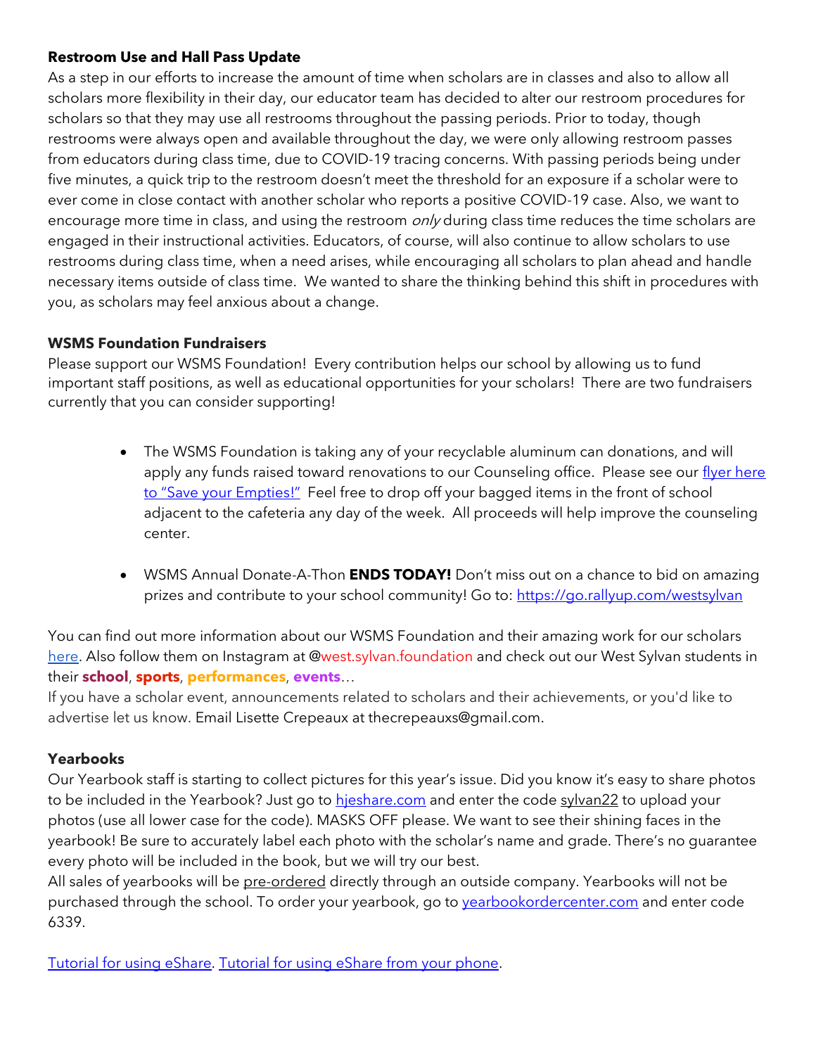**Restroom Use and Hall Pass Update**

As a step in our efforts to increase the amount of time when scholars are in classes and also to allow all scholars more flexibility in their day, our educator team has decided to alter our restroom procedures for scholars so that they may use all restrooms throughout the passing periods. Prior to today, though restrooms were always open and available throughout the day, we were only allowing restroom passes from educators during class time, due to COVID-19 tracing concerns. With passing periods being under five minutes, a quick trip to the restroom doesn't meet the threshold for an exposure if a scholar were to ever come in close contact with another scholar who reports a positive COVID-19 case. Also, we want to encourage more time in class, and using the restroom *only* during class time reduces the time scholars are engaged in their instructional activities. Educators, of course, will also continue to allow scholars to use restrooms during class time, when a need arises, while encouraging all scholars to plan ahead and handle necessary items outside of class time. We wanted to share the thinking behind this shift in procedures with you, as scholars may feel anxious about a change.

**WSMS Foundation Fundraisers**

Please support our WSMS Foundation! Every contribution helps our school by allowing us to fund important staff positions, as well as educational opportunities for your scholars! There are two fundraisers currently that you can consider supporting!

- The WSMS Foundation is taking any of your recyclable aluminum can donations, and will apply any funds raised toward renovations to our Counseling office. Please see our flyer here to "Save your Empties!" Feel free to drop off your bagged items in the front of school adjacent to the cafeteria any day of the week. All proceeds will help improve the counseling center.

- WSMS Annual Donate-A-Thon **ENDS TODAY!** Don't miss out on a chance to bid on amazing prizes and contribute to your school community! Go to: https://go.rallyup.com/westsylvan

You can find out more information about our WSMS Foundation and their amazing work for our scholars here. Also follow them on Instagram at @west.sylvan.foundation and check out our West Sylvan students in their **school**, **sports**, **performances**, **events**…

If you have a scholar event, announcements related to scholars and their achievements, or you'd like to advertise let us know. Email Lisette Crepeaux at thecrepeauxs@gmail.com.

**Yearbooks**

Our Yearbook staff is starting to collect pictures for this year's issue. Did you know it's easy to share photos to be included in the Yearbook? Just go to hjeshare.com and enter the code sylvan22 to upload your photos (use all lower case for the code). MASKS OFF please. We want to see their shining faces in the yearbook! Be sure to accurately label each photo with the scholar's name and grade. There's no guarantee every photo will be included in the book, but we will try our best.

All sales of yearbooks will be pre-ordered directly through an outside company. Yearbooks will not be purchased through the school. To order your yearbook, go to yearbookordercenter.com and enter code 6339.

Tutorial for using eShare. Tutorial for using eShare from your phone.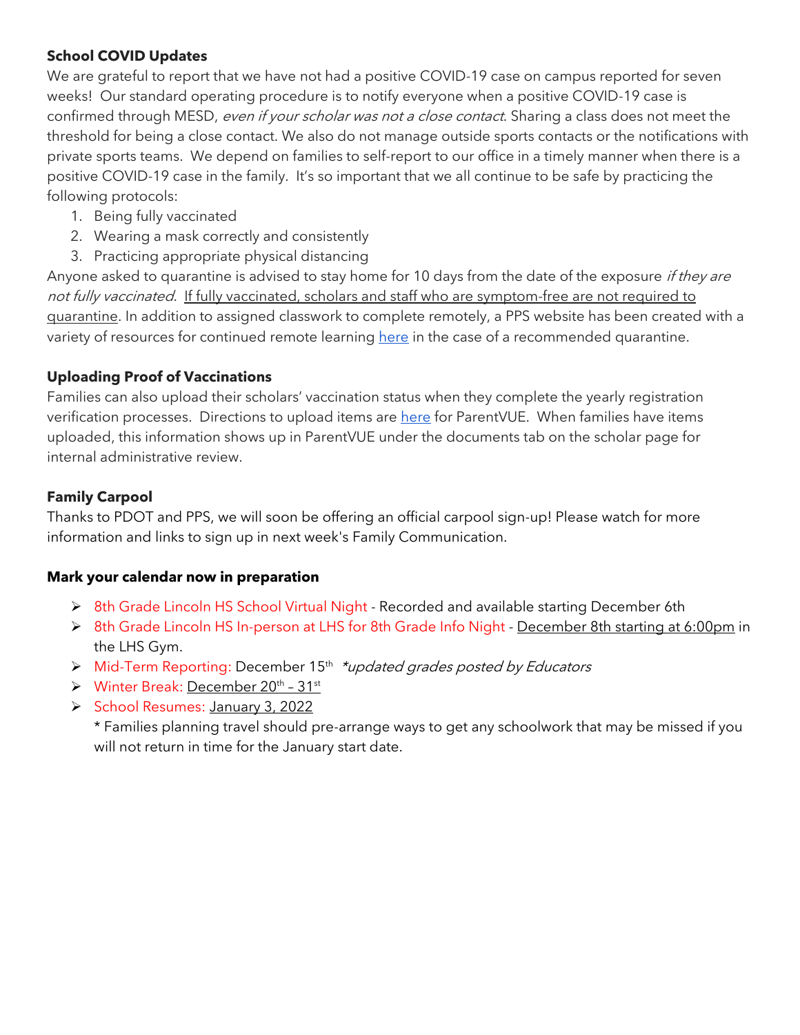**School COVID Updates**

We are grateful to report that we have not had a positive COVID-19 case on campus reported for seven weeks! Our standard operating procedure is to notify everyone when a positive COVID-19 case is confirmed through MESD, *even if your scholar was not a close contact*. Sharing a class does not meet the threshold for being a close contact. We also do not manage outside sports contacts or the notifications with private sports teams. We depend on families to self-report to our office in a timely manner when there is a positive COVID-19 case in the family. It's so important that we all continue to be safe by practicing the following protocols:

1. Being fully vaccinated
2. Wearing a mask correctly and consistently
3. Practicing appropriate physical distancing

Anyone asked to quarantine is advised to stay home for 10 days from the date of the exposure *if they are not fully vaccinated*. If fully vaccinated, scholars and staff who are symptom-free are not required to quarantine. In addition to assigned classwork to complete remotely, a PPS website has been created with a variety of resources for continued remote learning here in the case of a recommended quarantine.

**Uploading Proof of Vaccinations**

Families can also upload their scholars' vaccination status when they complete the yearly registration verification processes. Directions to upload items are here for ParentVUE. When families have items uploaded, this information shows up in ParentVUE under the documents tab on the scholar page for internal administrative review.

**Family Carpool**

Thanks to PDOT and PPS, we will soon be offering an official carpool sign-up! Please watch for more information and links to sign up in next week's Family Communication.

**Mark your calendar now in preparation**

- 8th Grade Lincoln HS School Virtual Night - Recorded and available starting December 6th
- 8th Grade Lincoln HS In-person at LHS for 8th Grade Info Night - December 8th starting at 6:00pm in the LHS Gym.
- Mid-Term Reporting: December 15th *\*updated grades posted by Educators*
- Winter Break: December 20th – 31st
- School Resumes: January 3, 2022

  \* Families planning travel should pre-arrange ways to get any schoolwork that may be missed if you will not return in time for the January start date.